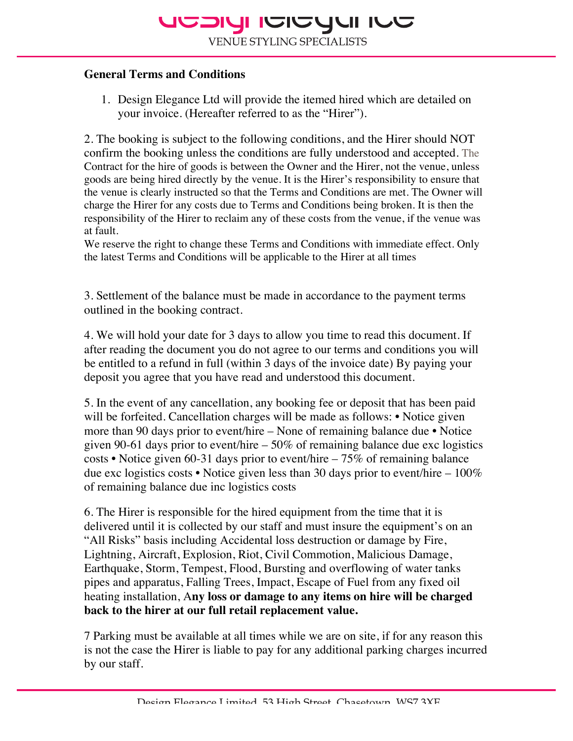## General Terms and Conditions

1. Design Elegance Ltd will provide the itemed hired which are detailed on your invoice. (Hereafter referred to as the "Hirer").

2. The booking is subject to the following conditions, and the Hirer should NOT confirm the booking unless the conditions are fully understood and accepted. The Contract for the hire of goods is between the Owner and the Hirer, not the venue, unless goods are being hired directly by the venue. It is the Hirer's responsibility to ensure that the venue is clearly instructed so that the Terms and Conditions are met. The Owner will charge the Hirer for any costs due to Terms and Conditions being broken. It is then the responsibility of the Hirer to reclaim any of these costs from the venue, if the venue was at fault.
We reserve the right to change these Terms and Conditions with immediate effect. Only the latest Terms and Conditions will be applicable to the Hirer at all times

3. Settlement of the balance must be made in accordance to the payment terms outlined in the booking contract.

4. We will hold your date for 3 days to allow you time to read this document. If after reading the document you do not agree to our terms and conditions you will be entitled to a refund in full (within 3 days of the invoice date) By paying your deposit you agree that you have read and understood this document.

5. In the event of any cancellation, any booking fee or deposit that has been paid will be forfeited. Cancellation charges will be made as follows: • Notice given more than 90 days prior to event/hire – None of remaining balance due • Notice given 90-61 days prior to event/hire – 50% of remaining balance due exc logistics costs • Notice given 60-31 days prior to event/hire – 75% of remaining balance due exc logistics costs • Notice given less than 30 days prior to event/hire – 100% of remaining balance due inc logistics costs

6. The Hirer is responsible for the hired equipment from the time that it is delivered until it is collected by our staff and must insure the equipment's on an "All Risks" basis including Accidental loss destruction or damage by Fire, Lightning, Aircraft, Explosion, Riot, Civil Commotion, Malicious Damage, Earthquake, Storm, Tempest, Flood, Bursting and overflowing of water tanks pipes and apparatus, Falling Trees, Impact, Escape of Fuel from any fixed oil heating installation, A**ny loss or damage to any items on hire will be charged back to the hirer at our full retail replacement value.**

7 Parking must be available at all times while we are on site, if for any reason this is not the case the Hirer is liable to pay for any additional parking charges incurred by our staff.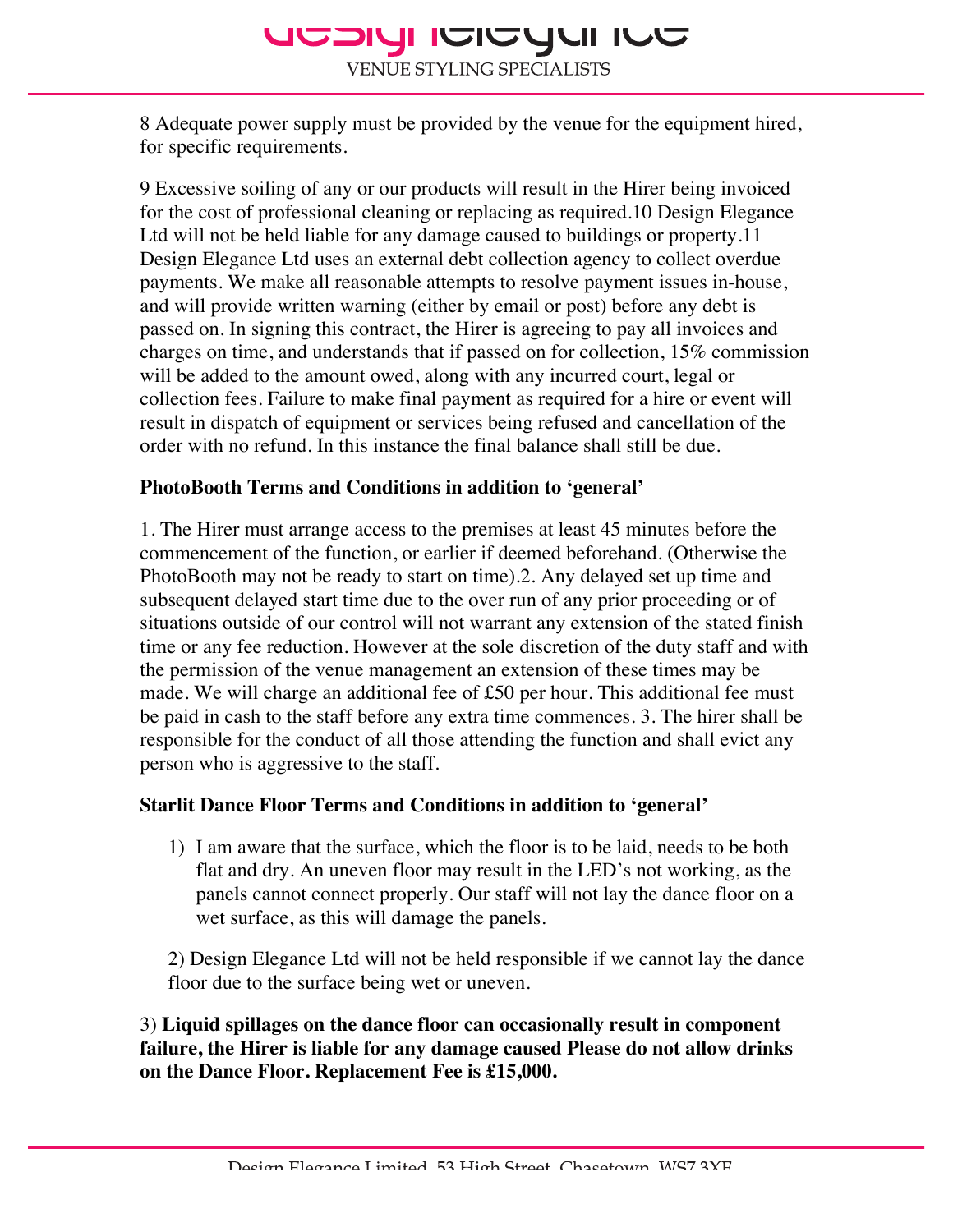8 Adequate power supply must be provided by the venue for the equipment hired, for specific requirements.

9 Excessive soiling of any or our products will result in the Hirer being invoiced for the cost of professional cleaning or replacing as required.10 Design Elegance Ltd will not be held liable for any damage caused to buildings or property.11 Design Elegance Ltd uses an external debt collection agency to collect overdue payments. We make all reasonable attempts to resolve payment issues in-house, and will provide written warning (either by email or post) before any debt is passed on. In signing this contract, the Hirer is agreeing to pay all invoices and charges on time, and understands that if passed on for collection, 15% commission will be added to the amount owed, along with any incurred court, legal or collection fees. Failure to make final payment as required for a hire or event will result in dispatch of equipment or services being refused and cancellation of the order with no refund. In this instance the final balance shall still be due.

**PhotoBooth Terms and Conditions in addition to 'general'**

1. The Hirer must arrange access to the premises at least 45 minutes before the commencement of the function, or earlier if deemed beforehand. (Otherwise the PhotoBooth may not be ready to start on time).2. Any delayed set up time and subsequent delayed start time due to the over run of any prior proceeding or of situations outside of our control will not warrant any extension of the stated finish time or any fee reduction. However at the sole discretion of the duty staff and with the permission of the venue management an extension of these times may be made. We will charge an additional fee of £50 per hour. This additional fee must be paid in cash to the staff before any extra time commences. 3. The hirer shall be responsible for the conduct of all those attending the function and shall evict any person who is aggressive to the staff.

**Starlit Dance Floor Terms and Conditions in addition to 'general'**

1) I am aware that the surface, which the floor is to be laid, needs to be both flat and dry. An uneven floor may result in the LED's not working, as the panels cannot connect properly. Our staff will not lay the dance floor on a wet surface, as this will damage the panels.

2) Design Elegance Ltd will not be held responsible if we cannot lay the dance floor due to the surface being wet or uneven.

3) **Liquid spillages on the dance floor can occasionally result in component failure, the Hirer is liable for any damage caused Please do not allow drinks on the Dance Floor. Replacement Fee is £15,000.**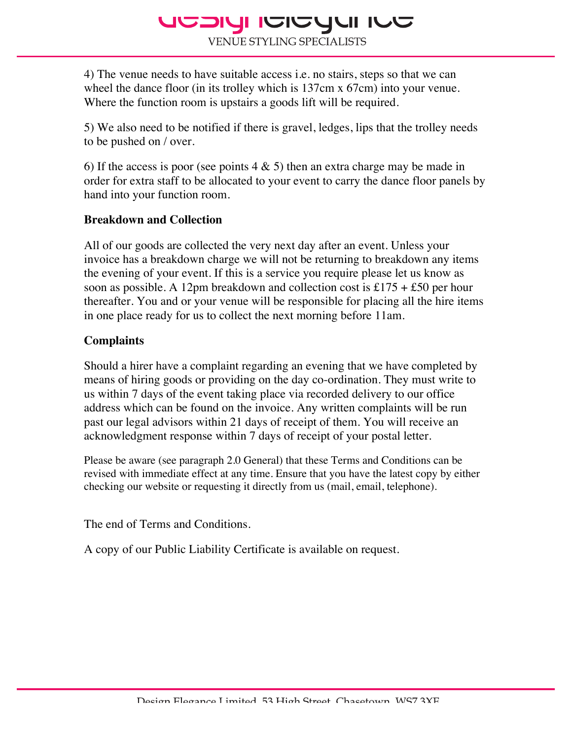4) The venue needs to have suitable access i.e. no stairs, steps so that we can wheel the dance floor (in its trolley which is 137cm x 67cm) into your venue. Where the function room is upstairs a goods lift will be required.

5) We also need to be notified if there is gravel, ledges, lips that the trolley needs to be pushed on / over.

6) If the access is poor (see points 4 & 5) then an extra charge may be made in order for extra staff to be allocated to your event to carry the dance floor panels by hand into your function room.

**Breakdown and Collection**

All of our goods are collected the very next day after an event. Unless your invoice has a breakdown charge we will not be returning to breakdown any items the evening of your event. If this is a service you require please let us know as soon as possible. A 12pm breakdown and collection cost is £175 + £50 per hour thereafter. You and or your venue will be responsible for placing all the hire items in one place ready for us to collect the next morning before 11am.

**Complaints**

Should a hirer have a complaint regarding an evening that we have completed by means of hiring goods or providing on the day co-ordination. They must write to us within 7 days of the event taking place via recorded delivery to our office address which can be found on the invoice. Any written complaints will be run past our legal advisors within 21 days of receipt of them. You will receive an acknowledgment response within 7 days of receipt of your postal letter.

Please be aware (see paragraph 2.0 General) that these Terms and Conditions can be revised with immediate effect at any time. Ensure that you have the latest copy by either checking our website or requesting it directly from us (mail, email, telephone).

The end of Terms and Conditions.

A copy of our Public Liability Certificate is available on request.